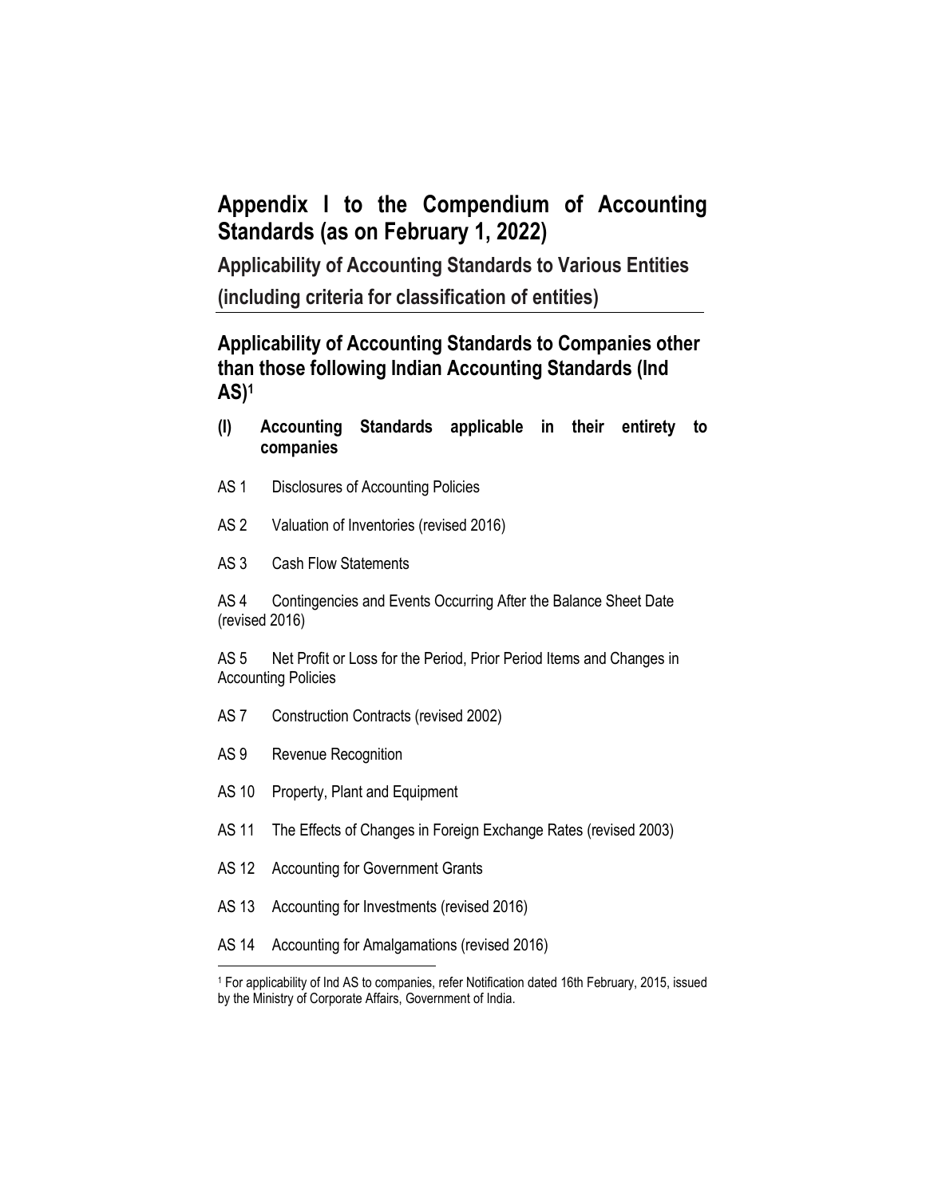# Appendix I to the Compendium of Accounting Standards (as on February 1, 2022)

## Applicability of Accounting Standards to Various Entities (including criteria for classification of entities)

## Applicability of Accounting Standards to Companies other than those following Indian Accounting Standards (Ind AS)[1]

### (I) Accounting Standards applicable in their entirety to companies

AS 1 Disclosures of Accounting Policies

AS 2 Valuation of Inventories (revised 2016)

AS 3 Cash Flow Statements

AS 4 Contingencies and Events Occurring After the Balance Sheet Date (revised 2016)

AS 5 Net Profit or Loss for the Period, Prior Period Items and Changes in Accounting Policies

AS 7 Construction Contracts (revised 2002)

AS 9 Revenue Recognition

AS 10 Property, Plant and Equipment

AS 11 The Effects of Changes in Foreign Exchange Rates (revised 2003)

AS 12 Accounting for Government Grants

AS 13 Accounting for Investments (revised 2016)

AS 14 Accounting for Amalgamations (revised 2016)

---

[1] For applicability of Ind AS to companies, refer Notification dated 16th February, 2015, issued by the Ministry of Corporate Affairs, Government of India.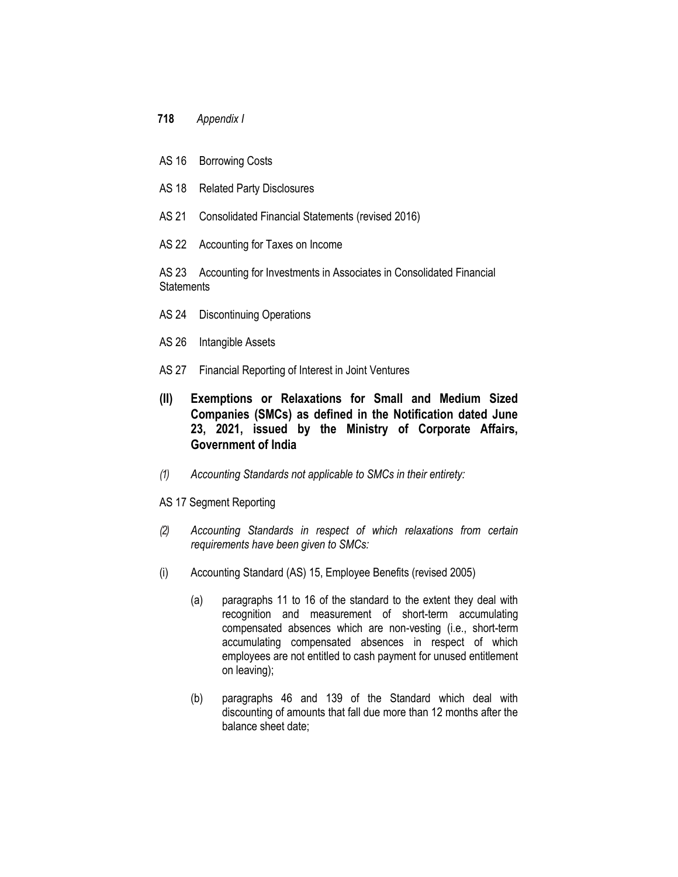AS 16 Borrowing Costs

AS 18 Related Party Disclosures

AS 21 Consolidated Financial Statements (revised 2016)

AS 22 Accounting for Taxes on Income

AS 23 Accounting for Investments in Associates in Consolidated Financial Statements

AS 24 Discontinuing Operations

AS 26 Intangible Assets

AS 27 Financial Reporting of Interest in Joint Ventures

## (II) Exemptions or Relaxations for Small and Medium Sized Companies (SMCs) as defined in the Notification dated June 23, 2021, issued by the Ministry of Corporate Affairs, Government of India

*(1) Accounting Standards not applicable to SMCs in their entirety:*

AS 17 Segment Reporting

*(2) Accounting Standards in respect of which relaxations from certain requirements have been given to SMCs:*

(i) Accounting Standard (AS) 15, Employee Benefits (revised 2005)

- (a) paragraphs 11 to 16 of the standard to the extent they deal with recognition and measurement of short-term accumulating compensated absences which are non-vesting (i.e., short-term accumulating compensated absences in respect of which employees are not entitled to cash payment for unused entitlement on leaving);

- (b) paragraphs 46 and 139 of the Standard which deal with discounting of amounts that fall due more than 12 months after the balance sheet date;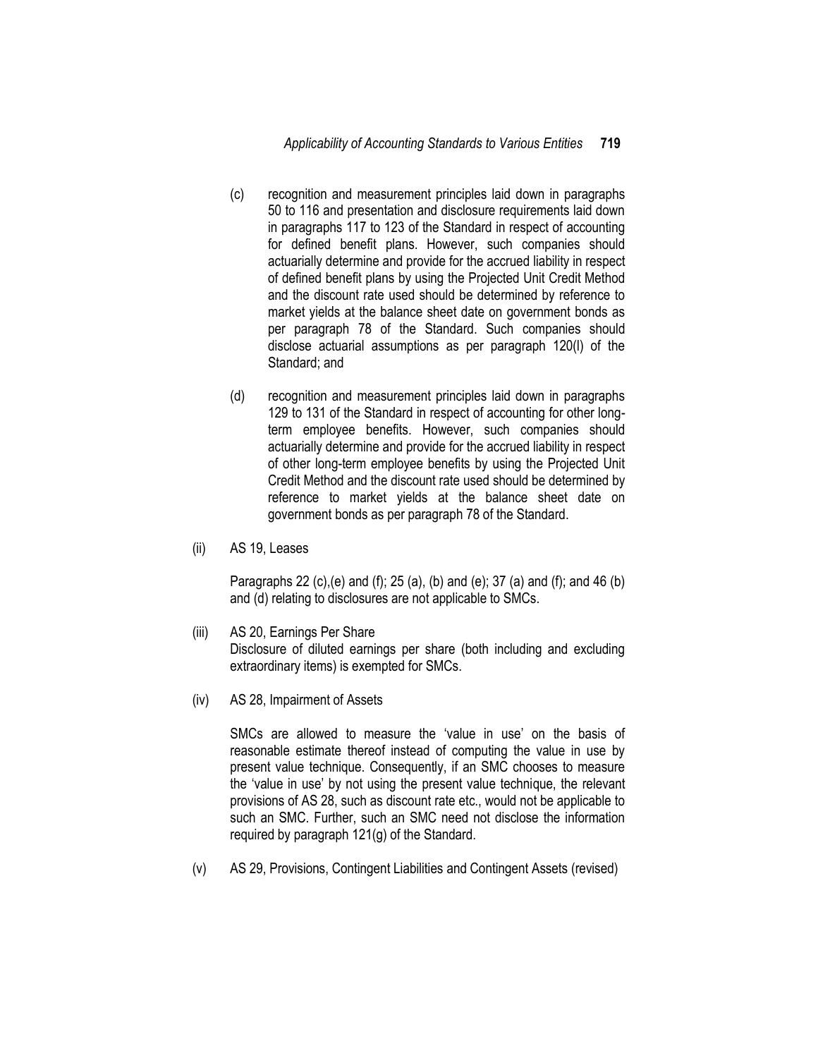(c) recognition and measurement principles laid down in paragraphs 50 to 116 and presentation and disclosure requirements laid down in paragraphs 117 to 123 of the Standard in respect of accounting for defined benefit plans. However, such companies should actuarially determine and provide for the accrued liability in respect of defined benefit plans by using the Projected Unit Credit Method and the discount rate used should be determined by reference to market yields at the balance sheet date on government bonds as per paragraph 78 of the Standard. Such companies should disclose actuarial assumptions as per paragraph 120(l) of the Standard; and

(d) recognition and measurement principles laid down in paragraphs 129 to 131 of the Standard in respect of accounting for other long-term employee benefits. However, such companies should actuarially determine and provide for the accrued liability in respect of other long-term employee benefits by using the Projected Unit Credit Method and the discount rate used should be determined by reference to market yields at the balance sheet date on government bonds as per paragraph 78 of the Standard.

(ii) AS 19, Leases

Paragraphs 22 (c),(e) and (f); 25 (a), (b) and (e); 37 (a) and (f); and 46 (b) and (d) relating to disclosures are not applicable to SMCs.

(iii) AS 20, Earnings Per Share

Disclosure of diluted earnings per share (both including and excluding extraordinary items) is exempted for SMCs.

(iv) AS 28, Impairment of Assets

SMCs are allowed to measure the 'value in use' on the basis of reasonable estimate thereof instead of computing the value in use by present value technique. Consequently, if an SMC chooses to measure the 'value in use' by not using the present value technique, the relevant provisions of AS 28, such as discount rate etc., would not be applicable to such an SMC. Further, such an SMC need not disclose the information required by paragraph 121(g) of the Standard.

(v) AS 29, Provisions, Contingent Liabilities and Contingent Assets (revised)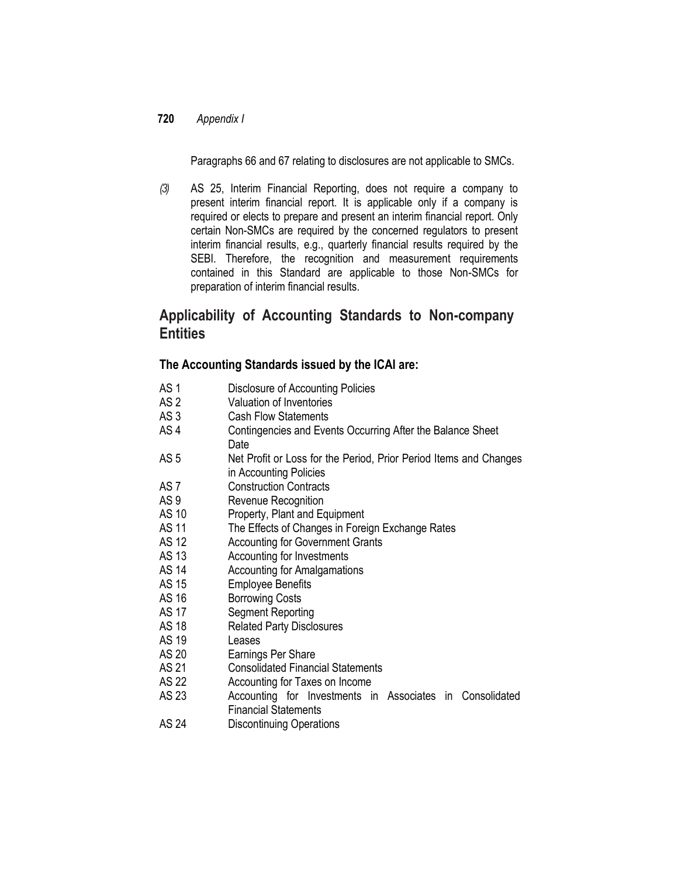Paragraphs 66 and 67 relating to disclosures are not applicable to SMCs.

*(3)* AS 25, Interim Financial Reporting, does not require a company to present interim financial report. It is applicable only if a company is required or elects to prepare and present an interim financial report. Only certain Non-SMCs are required by the concerned regulators to present interim financial results, e.g., quarterly financial results required by the SEBI. Therefore, the recognition and measurement requirements contained in this Standard are applicable to those Non-SMCs for preparation of interim financial results.

## Applicability of Accounting Standards to Non-company Entities

### The Accounting Standards issued by the ICAI are:

| | |
|---|---|
| AS 1 | Disclosure of Accounting Policies |
| AS 2 | Valuation of Inventories |
| AS 3 | Cash Flow Statements |
| AS 4 | Contingencies and Events Occurring After the Balance Sheet Date |
| AS 5 | Net Profit or Loss for the Period, Prior Period Items and Changes in Accounting Policies |
| AS 7 | Construction Contracts |
| AS 9 | Revenue Recognition |
| AS 10 | Property, Plant and Equipment |
| AS 11 | The Effects of Changes in Foreign Exchange Rates |
| AS 12 | Accounting for Government Grants |
| AS 13 | Accounting for Investments |
| AS 14 | Accounting for Amalgamations |
| AS 15 | Employee Benefits |
| AS 16 | Borrowing Costs |
| AS 17 | Segment Reporting |
| AS 18 | Related Party Disclosures |
| AS 19 | Leases |
| AS 20 | Earnings Per Share |
| AS 21 | Consolidated Financial Statements |
| AS 22 | Accounting for Taxes on Income |
| AS 23 | Accounting for Investments in Associates in Consolidated Financial Statements |
| AS 24 | Discontinuing Operations |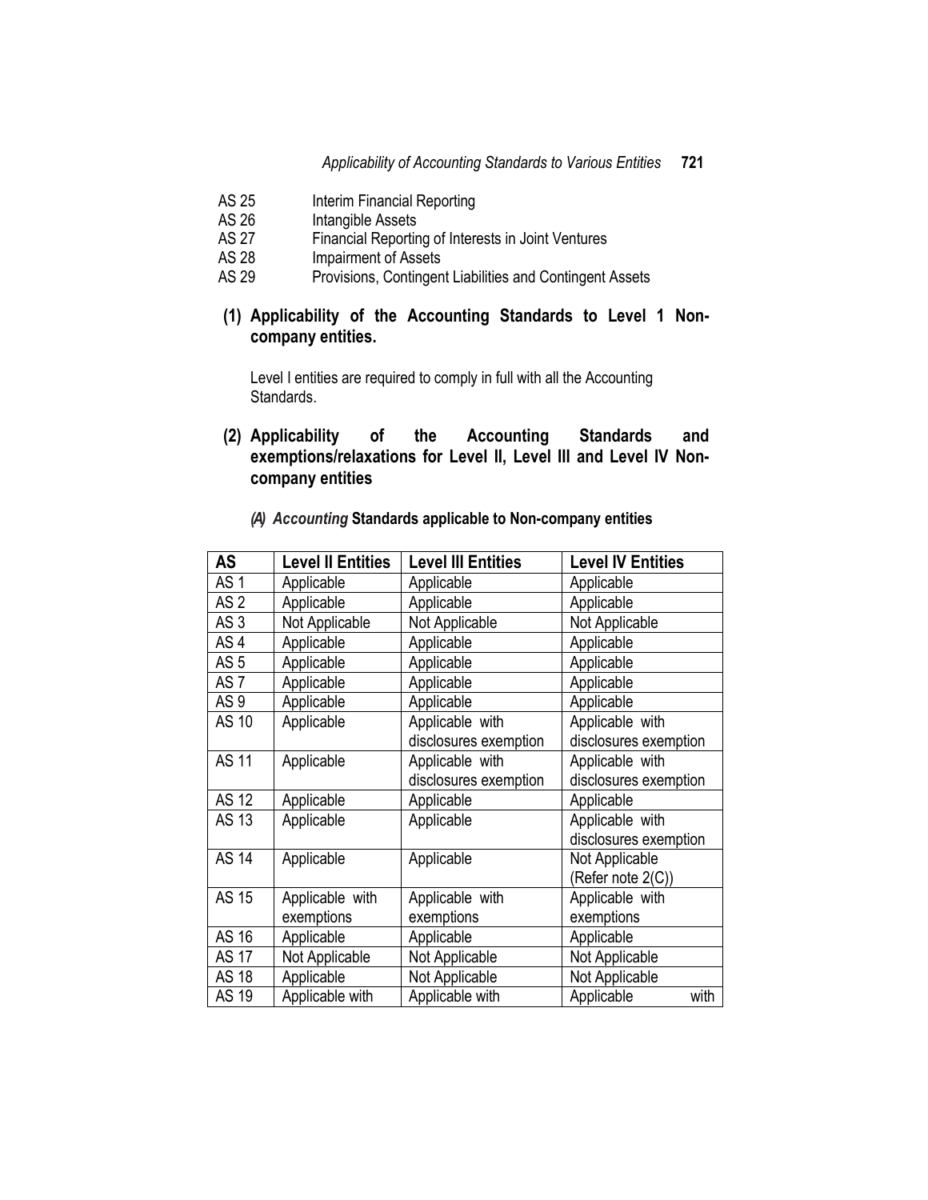AS 25 Interim Financial Reporting
AS 26 Intangible Assets
AS 27 Financial Reporting of Interests in Joint Ventures
AS 28 Impairment of Assets
AS 29 Provisions, Contingent Liabilities and Contingent Assets

**(1) Applicability of the Accounting Standards to Level 1 Non-company entities.**

Level I entities are required to comply in full with all the Accounting Standards.

**(2) Applicability of the Accounting Standards and exemptions/relaxations for Level II, Level III and Level IV Non-company entities**

***(A) Accounting* Standards applicable to Non-company entities**

| AS | Level II Entities | Level III Entities | Level IV Entities |
|---|---|---|---|
| AS 1 | Applicable | Applicable | Applicable |
| AS 2 | Applicable | Applicable | Applicable |
| AS 3 | Not Applicable | Not Applicable | Not Applicable |
| AS 4 | Applicable | Applicable | Applicable |
| AS 5 | Applicable | Applicable | Applicable |
| AS 7 | Applicable | Applicable | Applicable |
| AS 9 | Applicable | Applicable | Applicable |
| AS 10 | Applicable | Applicable with disclosures exemption | Applicable with disclosures exemption |
| AS 11 | Applicable | Applicable with disclosures exemption | Applicable with disclosures exemption |
| AS 12 | Applicable | Applicable | Applicable |
| AS 13 | Applicable | Applicable | Applicable with disclosures exemption |
| AS 14 | Applicable | Applicable | Not Applicable (Refer note 2(C)) |
| AS 15 | Applicable with exemptions | Applicable with exemptions | Applicable with exemptions |
| AS 16 | Applicable | Applicable | Applicable |
| AS 17 | Not Applicable | Not Applicable | Not Applicable |
| AS 18 | Applicable | Not Applicable | Not Applicable |
| AS 19 | Applicable with | Applicable with | Applicable with |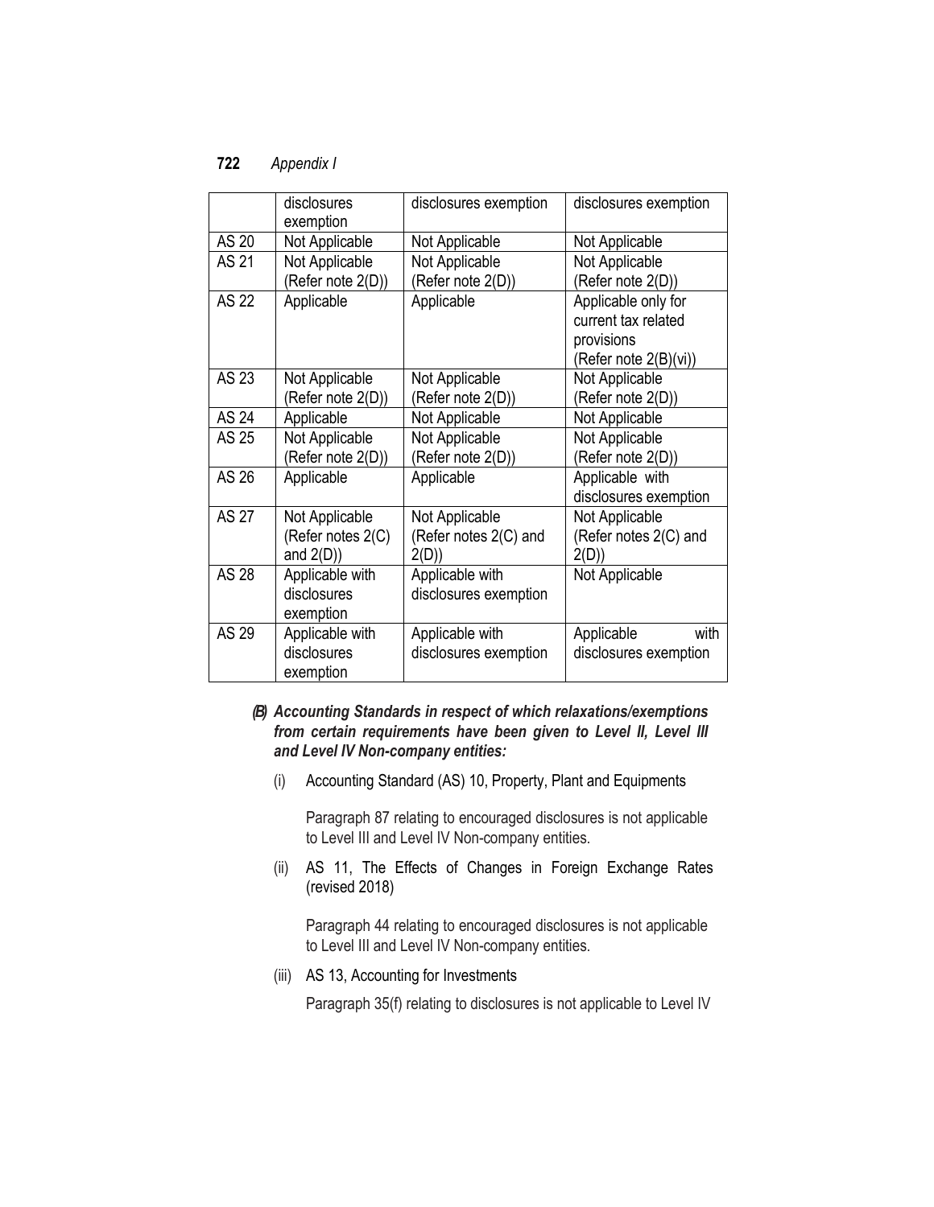| | | | |
|---|---|---|---|
| | disclosures exemption | disclosures exemption | disclosures exemption |
| AS 20 | Not Applicable | Not Applicable | Not Applicable |
| AS 21 | Not Applicable (Refer note 2(D)) | Not Applicable (Refer note 2(D)) | Not Applicable (Refer note 2(D)) |
| AS 22 | Applicable | Applicable | Applicable only for current tax related provisions (Refer note 2(B)(vi)) |
| AS 23 | Not Applicable (Refer note 2(D)) | Not Applicable (Refer note 2(D)) | Not Applicable (Refer note 2(D)) |
| AS 24 | Applicable | Not Applicable | Not Applicable |
| AS 25 | Not Applicable (Refer note 2(D)) | Not Applicable (Refer note 2(D)) | Not Applicable (Refer note 2(D)) |
| AS 26 | Applicable | Applicable | Applicable with disclosures exemption |
| AS 27 | Not Applicable (Refer notes 2(C) and 2(D)) | Not Applicable (Refer notes 2(C) and 2(D)) | Not Applicable (Refer notes 2(C) and 2(D)) |
| AS 28 | Applicable with disclosures exemption | Applicable with disclosures exemption | Not Applicable |
| AS 29 | Applicable with disclosures exemption | Applicable with disclosures exemption | Applicable with disclosures exemption |

***(B) Accounting Standards in respect of which relaxations/exemptions from certain requirements have been given to Level II, Level III and Level IV Non-company entities:***

(i) Accounting Standard (AS) 10, Property, Plant and Equipments

Paragraph 87 relating to encouraged disclosures is not applicable to Level III and Level IV Non-company entities.

(ii) AS 11, The Effects of Changes in Foreign Exchange Rates (revised 2018)

Paragraph 44 relating to encouraged disclosures is not applicable to Level III and Level IV Non-company entities.

(iii) AS 13, Accounting for Investments

Paragraph 35(f) relating to disclosures is not applicable to Level IV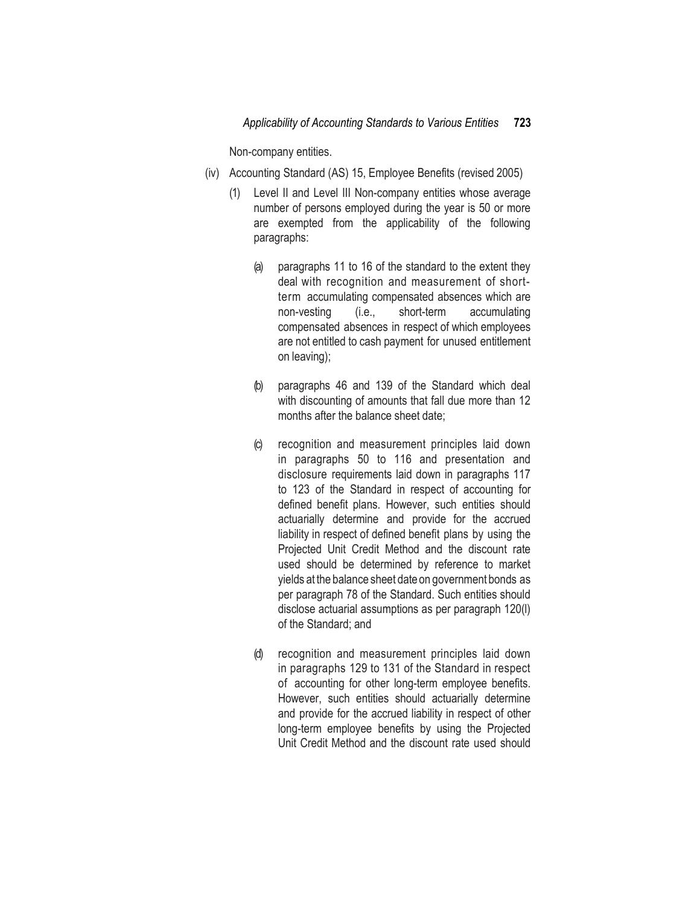Non-company entities.

(iv) Accounting Standard (AS) 15, Employee Benefits (revised 2005)

(1) Level II and Level III Non-company entities whose average number of persons employed during the year is 50 or more are exempted from the applicability of the following paragraphs:

(a) paragraphs 11 to 16 of the standard to the extent they deal with recognition and measurement of short-term accumulating compensated absences which are non-vesting (i.e., short-term accumulating compensated absences in respect of which employees are not entitled to cash payment for unused entitlement on leaving);

(b) paragraphs 46 and 139 of the Standard which deal with discounting of amounts that fall due more than 12 months after the balance sheet date;

(c) recognition and measurement principles laid down in paragraphs 50 to 116 and presentation and disclosure requirements laid down in paragraphs 117 to 123 of the Standard in respect of accounting for defined benefit plans. However, such entities should actuarially determine and provide for the accrued liability in respect of defined benefit plans by using the Projected Unit Credit Method and the discount rate used should be determined by reference to market yields at the balance sheet date on government bonds as per paragraph 78 of the Standard. Such entities should disclose actuarial assumptions as per paragraph 120(l) of the Standard; and

(d) recognition and measurement principles laid down in paragraphs 129 to 131 of the Standard in respect of accounting for other long-term employee benefits. However, such entities should actuarially determine and provide for the accrued liability in respect of other long-term employee benefits by using the Projected Unit Credit Method and the discount rate used should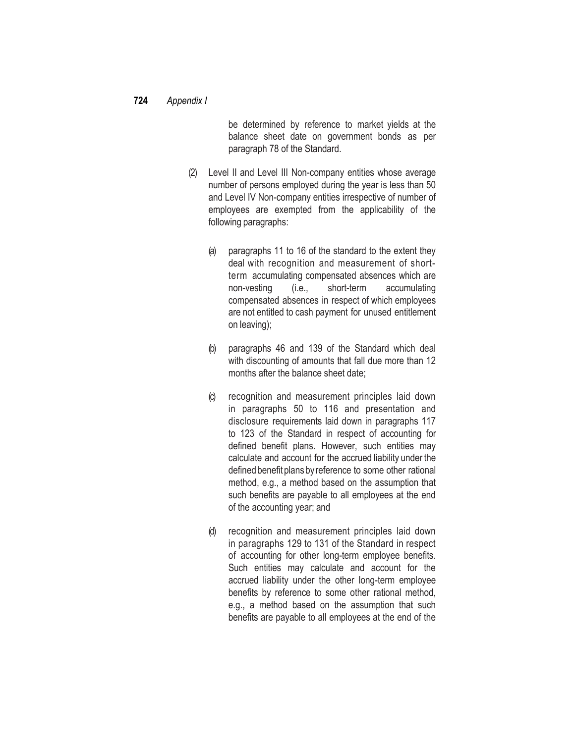be determined by reference to market yields at the balance sheet date on government bonds as per paragraph 78 of the Standard.

(2) Level II and Level III Non-company entities whose average number of persons employed during the year is less than 50 and Level IV Non-company entities irrespective of number of employees are exempted from the applicability of the following paragraphs:

(a) paragraphs 11 to 16 of the standard to the extent they deal with recognition and measurement of short-term accumulating compensated absences which are non-vesting (i.e., short-term accumulating compensated absences in respect of which employees are not entitled to cash payment for unused entitlement on leaving);

(b) paragraphs 46 and 139 of the Standard which deal with discounting of amounts that fall due more than 12 months after the balance sheet date;

(c) recognition and measurement principles laid down in paragraphs 50 to 116 and presentation and disclosure requirements laid down in paragraphs 117 to 123 of the Standard in respect of accounting for defined benefit plans. However, such entities may calculate and account for the accrued liability under the defined benefit plans by reference to some other rational method, e.g., a method based on the assumption that such benefits are payable to all employees at the end of the accounting year; and

(d) recognition and measurement principles laid down in paragraphs 129 to 131 of the Standard in respect of accounting for other long-term employee benefits. Such entities may calculate and account for the accrued liability under the other long-term employee benefits by reference to some other rational method, e.g., a method based on the assumption that such benefits are payable to all employees at the end of the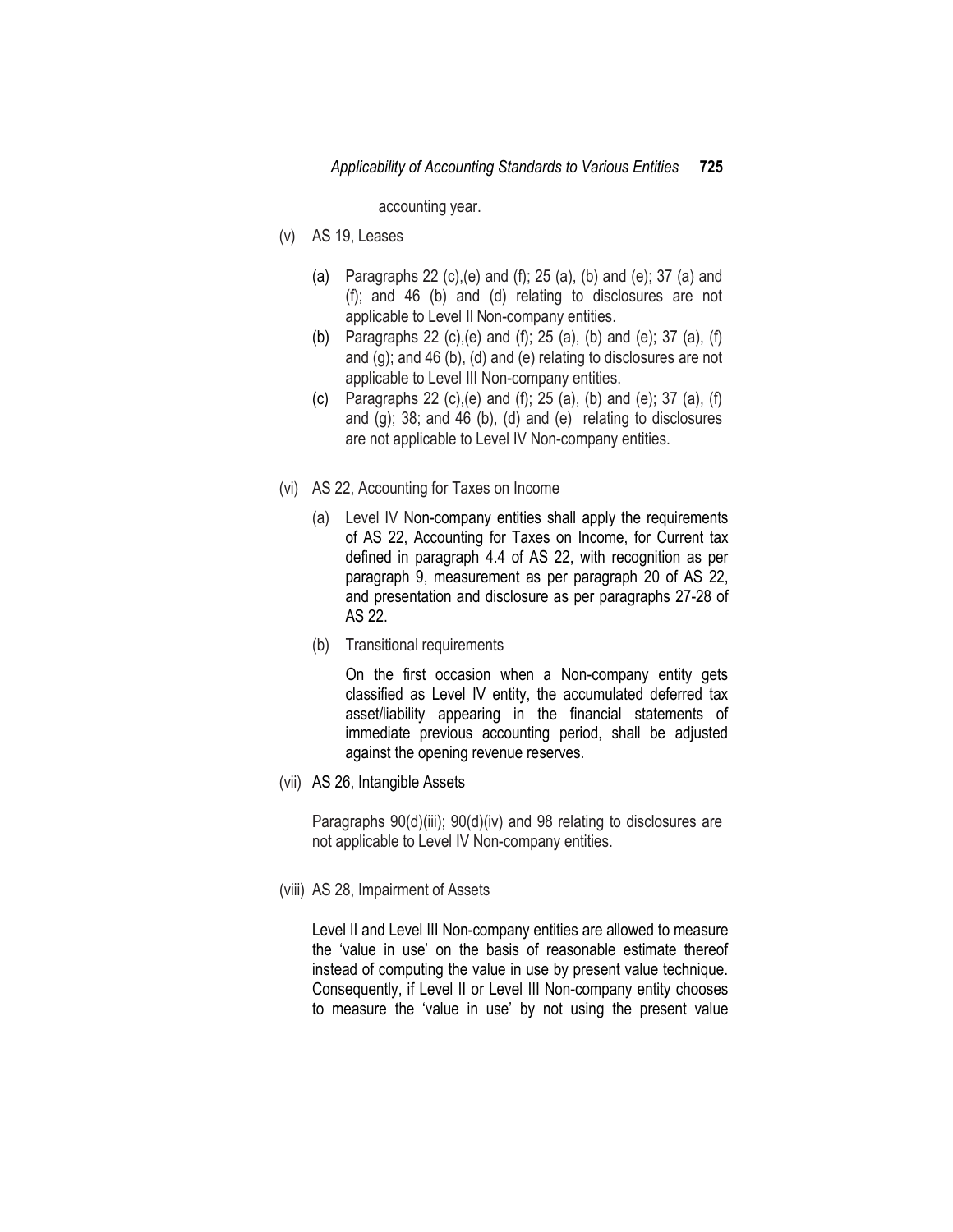accounting year.

(v) AS 19, Leases

(a) Paragraphs 22 (c),(e) and (f); 25 (a), (b) and (e); 37 (a) and (f); and 46 (b) and (d) relating to disclosures are not applicable to Level II Non-company entities.

(b) Paragraphs 22 (c),(e) and (f); 25 (a), (b) and (e); 37 (a), (f) and (g); and 46 (b), (d) and (e) relating to disclosures are not applicable to Level III Non-company entities.

(c) Paragraphs 22 (c),(e) and (f); 25 (a), (b) and (e); 37 (a), (f) and (g); 38; and 46 (b), (d) and (e) relating to disclosures are not applicable to Level IV Non-company entities.

(vi) AS 22, Accounting for Taxes on Income

(a) Level IV Non-company entities shall apply the requirements of AS 22, Accounting for Taxes on Income, for Current tax defined in paragraph 4.4 of AS 22, with recognition as per paragraph 9, measurement as per paragraph 20 of AS 22, and presentation and disclosure as per paragraphs 27-28 of AS 22.

(b) Transitional requirements

On the first occasion when a Non-company entity gets classified as Level IV entity, the accumulated deferred tax asset/liability appearing in the financial statements of immediate previous accounting period, shall be adjusted against the opening revenue reserves.

(vii) AS 26, Intangible Assets

Paragraphs 90(d)(iii); 90(d)(iv) and 98 relating to disclosures are not applicable to Level IV Non-company entities.

(viii) AS 28, Impairment of Assets

Level II and Level III Non-company entities are allowed to measure the 'value in use' on the basis of reasonable estimate thereof instead of computing the value in use by present value technique. Consequently, if Level II or Level III Non-company entity chooses to measure the 'value in use' by not using the present value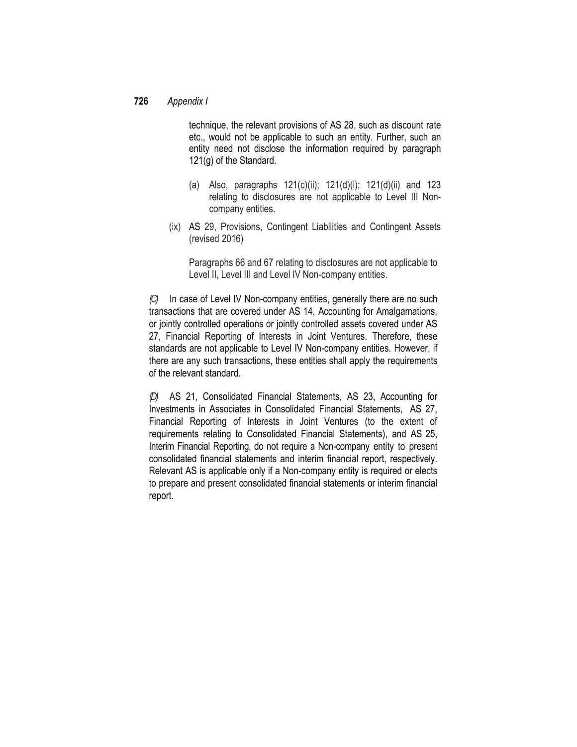technique, the relevant provisions of AS 28, such as discount rate etc., would not be applicable to such an entity. Further, such an entity need not disclose the information required by paragraph 121(g) of the Standard.

(a) Also, paragraphs 121(c)(ii); 121(d)(i); 121(d)(ii) and 123 relating to disclosures are not applicable to Level III Non-company entities.

(ix) AS 29, Provisions, Contingent Liabilities and Contingent Assets (revised 2016)

Paragraphs 66 and 67 relating to disclosures are not applicable to Level II, Level III and Level IV Non-company entities.

*(C)* In case of Level IV Non-company entities, generally there are no such transactions that are covered under AS 14, Accounting for Amalgamations, or jointly controlled operations or jointly controlled assets covered under AS 27, Financial Reporting of Interests in Joint Ventures. Therefore, these standards are not applicable to Level IV Non-company entities. However, if there are any such transactions, these entities shall apply the requirements of the relevant standard.

*(D)* AS 21, Consolidated Financial Statements, AS 23, Accounting for Investments in Associates in Consolidated Financial Statements, AS 27, Financial Reporting of Interests in Joint Ventures (to the extent of requirements relating to Consolidated Financial Statements), and AS 25, Interim Financial Reporting, do not require a Non-company entity to present consolidated financial statements and interim financial report, respectively. Relevant AS is applicable only if a Non-company entity is required or elects to prepare and present consolidated financial statements or interim financial report.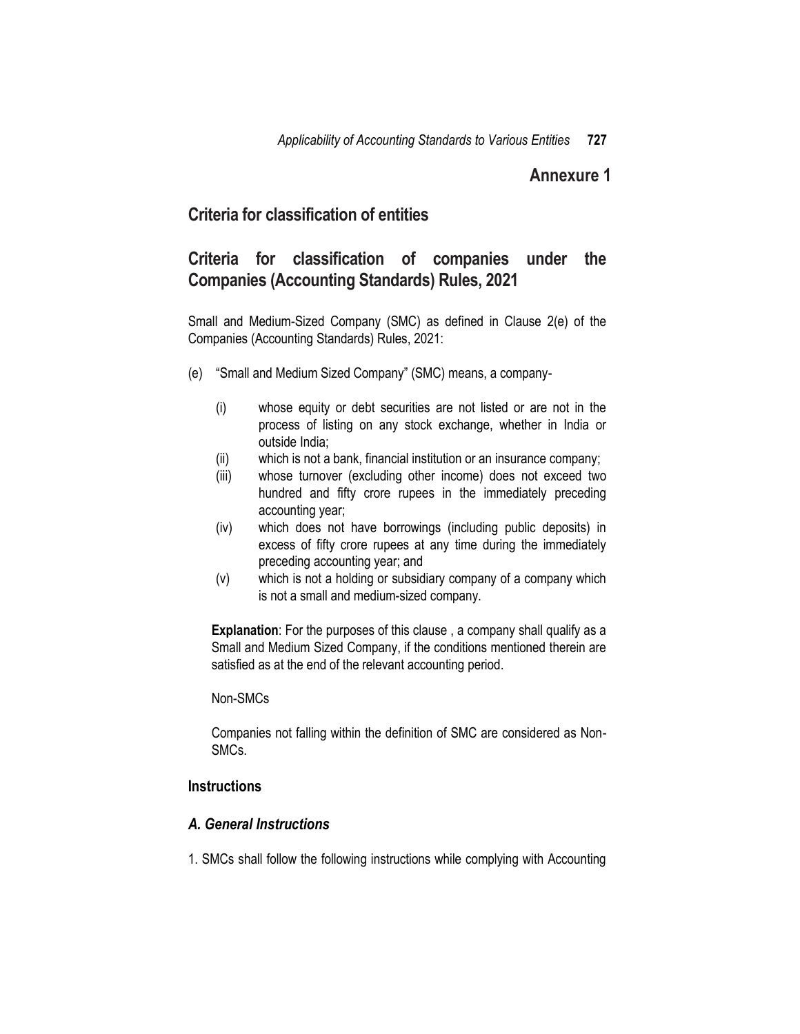# Annexure 1

## Criteria for classification of entities

## Criteria for classification of companies under the Companies (Accounting Standards) Rules, 2021

Small and Medium-Sized Company (SMC) as defined in Clause 2(e) of the Companies (Accounting Standards) Rules, 2021:

(e) "Small and Medium Sized Company" (SMC) means, a company-

- (i) whose equity or debt securities are not listed or are not in the process of listing on any stock exchange, whether in India or outside India;
- (ii) which is not a bank, financial institution or an insurance company;
- (iii) whose turnover (excluding other income) does not exceed two hundred and fifty crore rupees in the immediately preceding accounting year;
- (iv) which does not have borrowings (including public deposits) in excess of fifty crore rupees at any time during the immediately preceding accounting year; and
- (v) which is not a holding or subsidiary company of a company which is not a small and medium-sized company.

**Explanation**: For the purposes of this clause , a company shall qualify as a Small and Medium Sized Company, if the conditions mentioned therein are satisfied as at the end of the relevant accounting period.

Non-SMCs

Companies not falling within the definition of SMC are considered as Non-SMCs.

### Instructions

### *A. General Instructions*

1. SMCs shall follow the following instructions while complying with Accounting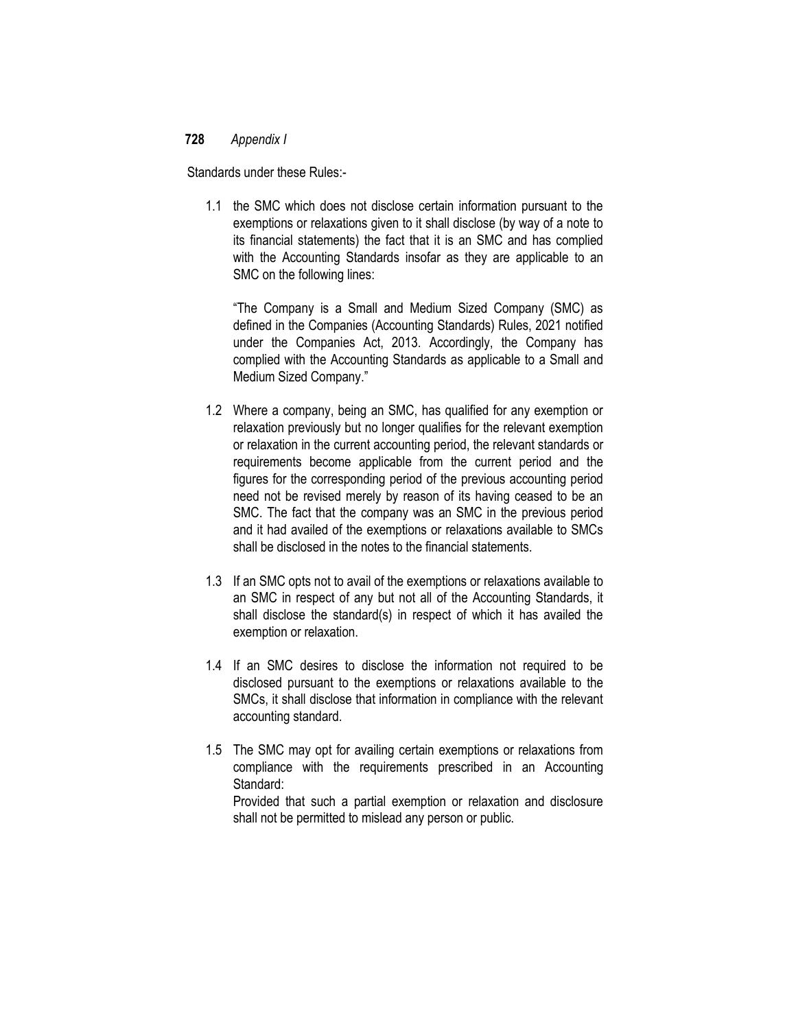Standards under these Rules:-

1.1 the SMC which does not disclose certain information pursuant to the exemptions or relaxations given to it shall disclose (by way of a note to its financial statements) the fact that it is an SMC and has complied with the Accounting Standards insofar as they are applicable to an SMC on the following lines:

   "The Company is a Small and Medium Sized Company (SMC) as defined in the Companies (Accounting Standards) Rules, 2021 notified under the Companies Act, 2013. Accordingly, the Company has complied with the Accounting Standards as applicable to a Small and Medium Sized Company."

1.2 Where a company, being an SMC, has qualified for any exemption or relaxation previously but no longer qualifies for the relevant exemption or relaxation in the current accounting period, the relevant standards or requirements become applicable from the current period and the figures for the corresponding period of the previous accounting period need not be revised merely by reason of its having ceased to be an SMC. The fact that the company was an SMC in the previous period and it had availed of the exemptions or relaxations available to SMCs shall be disclosed in the notes to the financial statements.

1.3 If an SMC opts not to avail of the exemptions or relaxations available to an SMC in respect of any but not all of the Accounting Standards, it shall disclose the standard(s) in respect of which it has availed the exemption or relaxation.

1.4 If an SMC desires to disclose the information not required to be disclosed pursuant to the exemptions or relaxations available to the SMCs, it shall disclose that information in compliance with the relevant accounting standard.

1.5 The SMC may opt for availing certain exemptions or relaxations from compliance with the requirements prescribed in an Accounting Standard:

   Provided that such a partial exemption or relaxation and disclosure shall not be permitted to mislead any person or public.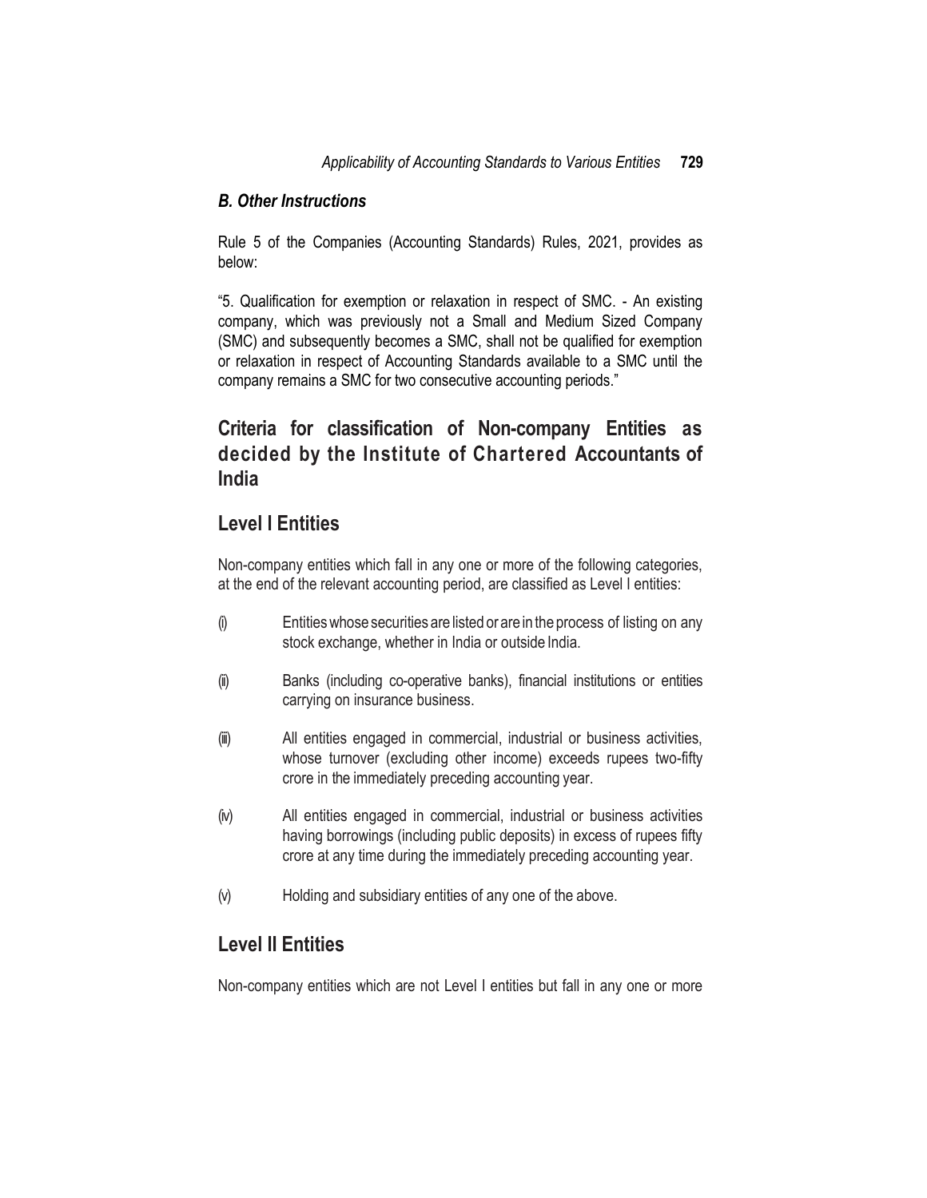### *B. Other Instructions*

Rule 5 of the Companies (Accounting Standards) Rules, 2021, provides as below:

"5. Qualification for exemption or relaxation in respect of SMC. - An existing company, which was previously not a Small and Medium Sized Company (SMC) and subsequently becomes a SMC, shall not be qualified for exemption or relaxation in respect of Accounting Standards available to a SMC until the company remains a SMC for two consecutive accounting periods."

## Criteria for classification of Non-company Entities as decided by the Institute of Chartered Accountants of India

## Level I Entities

Non-company entities which fall in any one or more of the following categories, at the end of the relevant accounting period, are classified as Level I entities:

(i) Entities whose securities are listed or are in the process of listing on any stock exchange, whether in India or outside India.

(ii) Banks (including co-operative banks), financial institutions or entities carrying on insurance business.

(iii) All entities engaged in commercial, industrial or business activities, whose turnover (excluding other income) exceeds rupees two-fifty crore in the immediately preceding accounting year.

(iv) All entities engaged in commercial, industrial or business activities having borrowings (including public deposits) in excess of rupees fifty crore at any time during the immediately preceding accounting year.

(v) Holding and subsidiary entities of any one of the above.

## Level II Entities

Non-company entities which are not Level I entities but fall in any one or more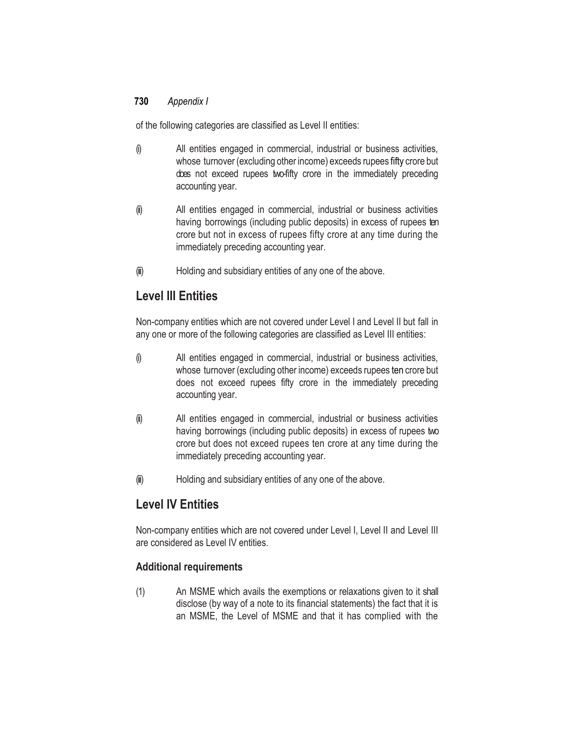of the following categories are classified as Level II entities:

(i) All entities engaged in commercial, industrial or business activities, whose turnover (excluding other income) exceeds rupees fifty crore but does not exceed rupees two-fifty crore in the immediately preceding accounting year.

(ii) All entities engaged in commercial, industrial or business activities having borrowings (including public deposits) in excess of rupees ten crore but not in excess of rupees fifty crore at any time during the immediately preceding accounting year.

(iii) Holding and subsidiary entities of any one of the above.

## Level III Entities

Non-company entities which are not covered under Level I and Level II but fall in any one or more of the following categories are classified as Level III entities:

(i) All entities engaged in commercial, industrial or business activities, whose turnover (excluding other income) exceeds rupees ten crore but does not exceed rupees fifty crore in the immediately preceding accounting year.

(ii) All entities engaged in commercial, industrial or business activities having borrowings (including public deposits) in excess of rupees two crore but does not exceed rupees ten crore at any time during the immediately preceding accounting year.

(iii) Holding and subsidiary entities of any one of the above.

## Level IV Entities

Non-company entities which are not covered under Level I, Level II and Level III are considered as Level IV entities.

### Additional requirements

(1) An MSME which avails the exemptions or relaxations given to it shall disclose (by way of a note to its financial statements) the fact that it is an MSME, the Level of MSME and that it has complied with the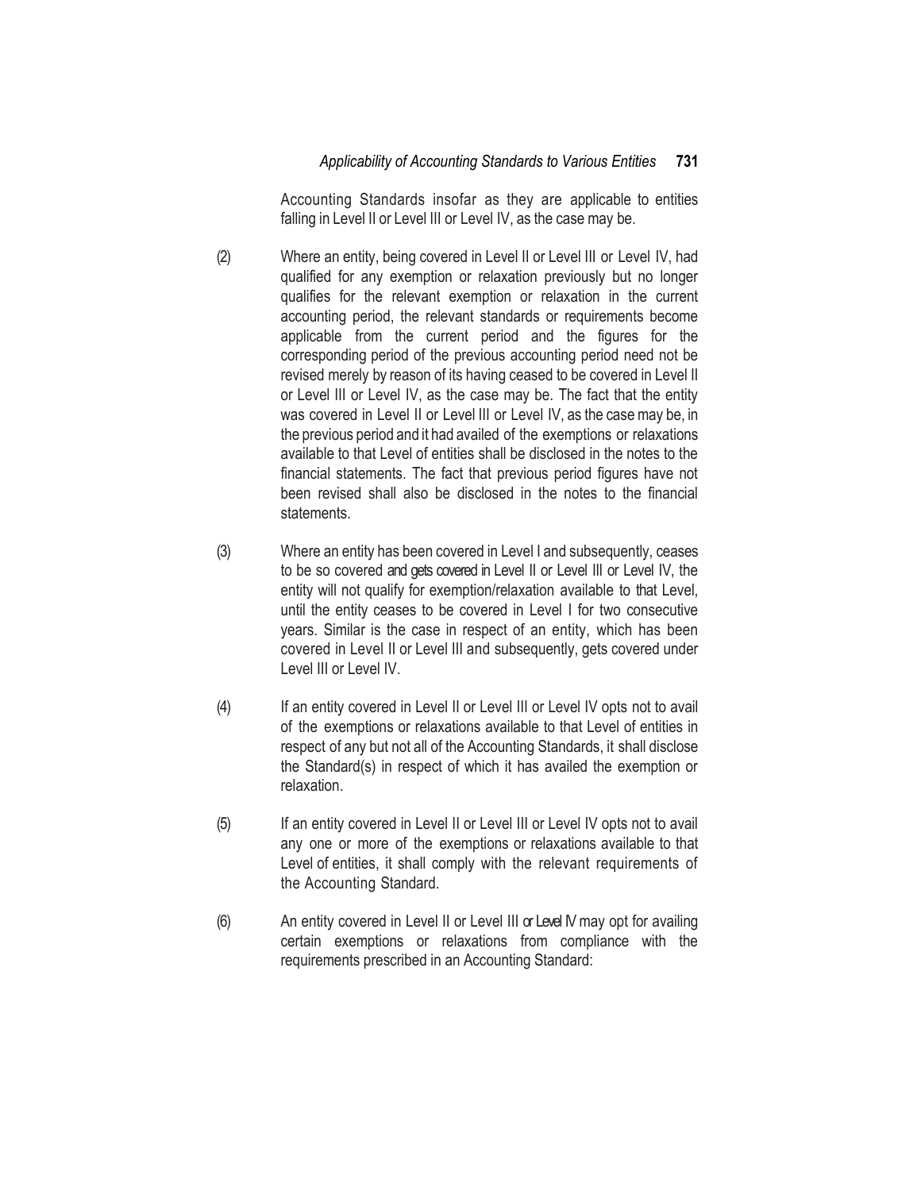Accounting Standards insofar as they are applicable to entities falling in Level II or Level III or Level IV, as the case may be.

(2) Where an entity, being covered in Level II or Level III or Level IV, had qualified for any exemption or relaxation previously but no longer qualifies for the relevant exemption or relaxation in the current accounting period, the relevant standards or requirements become applicable from the current period and the figures for the corresponding period of the previous accounting period need not be revised merely by reason of its having ceased to be covered in Level II or Level III or Level IV, as the case may be. The fact that the entity was covered in Level II or Level III or Level IV, as the case may be, in the previous period and it had availed of the exemptions or relaxations available to that Level of entities shall be disclosed in the notes to the financial statements. The fact that previous period figures have not been revised shall also be disclosed in the notes to the financial statements.

(3) Where an entity has been covered in Level I and subsequently, ceases to be so covered and gets covered in Level II or Level III or Level IV, the entity will not qualify for exemption/relaxation available to that Level, until the entity ceases to be covered in Level I for two consecutive years. Similar is the case in respect of an entity, which has been covered in Level II or Level III and subsequently, gets covered under Level III or Level IV.

(4) If an entity covered in Level II or Level III or Level IV opts not to avail of the exemptions or relaxations available to that Level of entities in respect of any but not all of the Accounting Standards, it shall disclose the Standard(s) in respect of which it has availed the exemption or relaxation.

(5) If an entity covered in Level II or Level III or Level IV opts not to avail any one or more of the exemptions or relaxations available to that Level of entities, it shall comply with the relevant requirements of the Accounting Standard.

(6) An entity covered in Level II or Level III or Level IV may opt for availing certain exemptions or relaxations from compliance with the requirements prescribed in an Accounting Standard: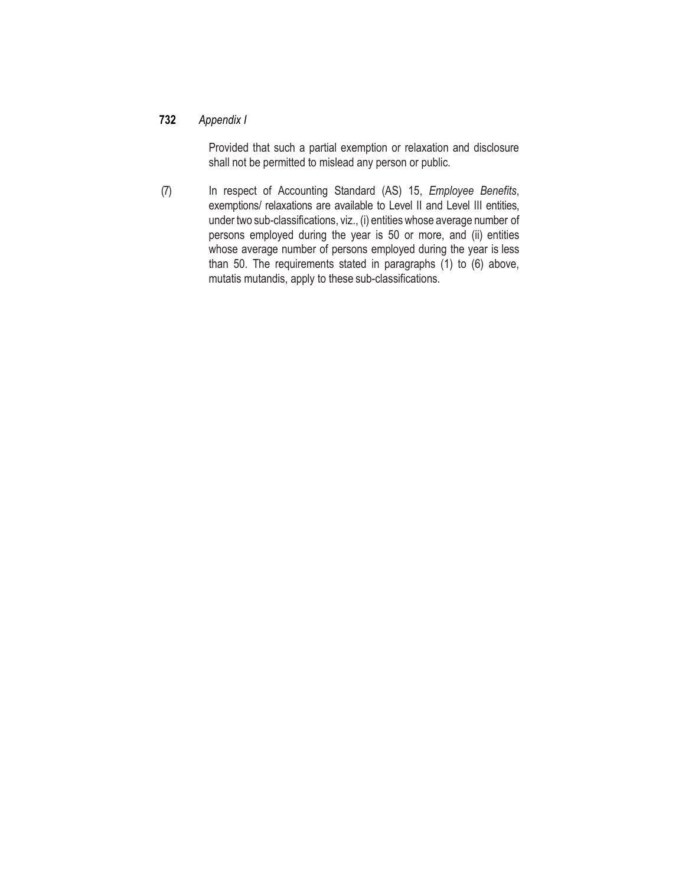Provided that such a partial exemption or relaxation and disclosure shall not be permitted to mislead any person or public.

(7) In respect of Accounting Standard (AS) 15, *Employee Benefits*, exemptions/ relaxations are available to Level II and Level III entities, under two sub-classifications, viz., (i) entities whose average number of persons employed during the year is 50 or more, and (ii) entities whose average number of persons employed during the year is less than 50. The requirements stated in paragraphs (1) to (6) above, mutatis mutandis, apply to these sub-classifications.